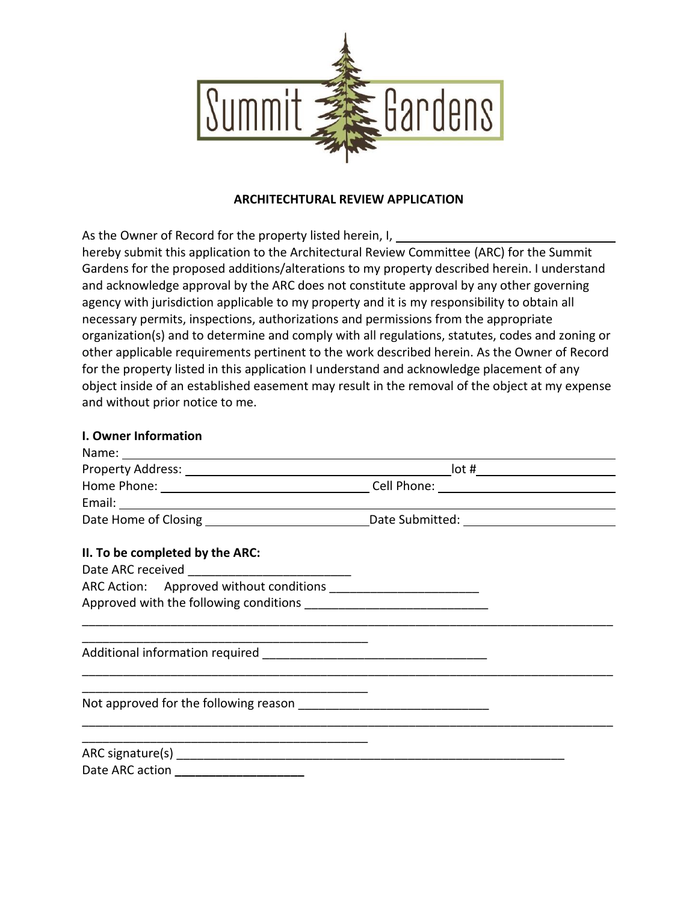Summit Gardens

**ARCHITECHTURAL REVIEW APPLICATION**

As the Owner of Record for the property listed herein, I, ______________________________ hereby submit this application to the Architectural Review Committee (ARC) for the Summit Gardens for the proposed additions/alterations to my property described herein. I understand and acknowledge approval by the ARC does not constitute approval by any other governing agency with jurisdiction applicable to my property and it is my responsibility to obtain all necessary permits, inspections, authorizations and permissions from the appropriate organization(s) and to determine and comply with all regulations, statutes, codes and zoning or other applicable requirements pertinent to the work described herein. As the Owner of Record for the property listed in this application I understand and acknowledge placement of any object inside of an established easement may result in the removal of the object at my expense and without prior notice to me.

**I. Owner Information**

Name: ______________________________

Property Address: ______________________________ lot # ______________

Home Phone: ______________________ Cell Phone: ______________________

Email: ______________________________

Date Home of Closing ______________________ Date Submitted: ______________________

**II. To be completed by the ARC:**

Date ARC received ______________________

ARC Action: Approved without conditions ______________________

Approved with the following conditions ______________________

______________________________________________________________________

______________________________________________

Additional information required ______________________________

______________________________________________________________________

______________________________________________

Not approved for the following reason ______________________________

______________________________________________________________________

______________________________________________

ARC signature(s) ______________________________________________________

Date ARC action ______________________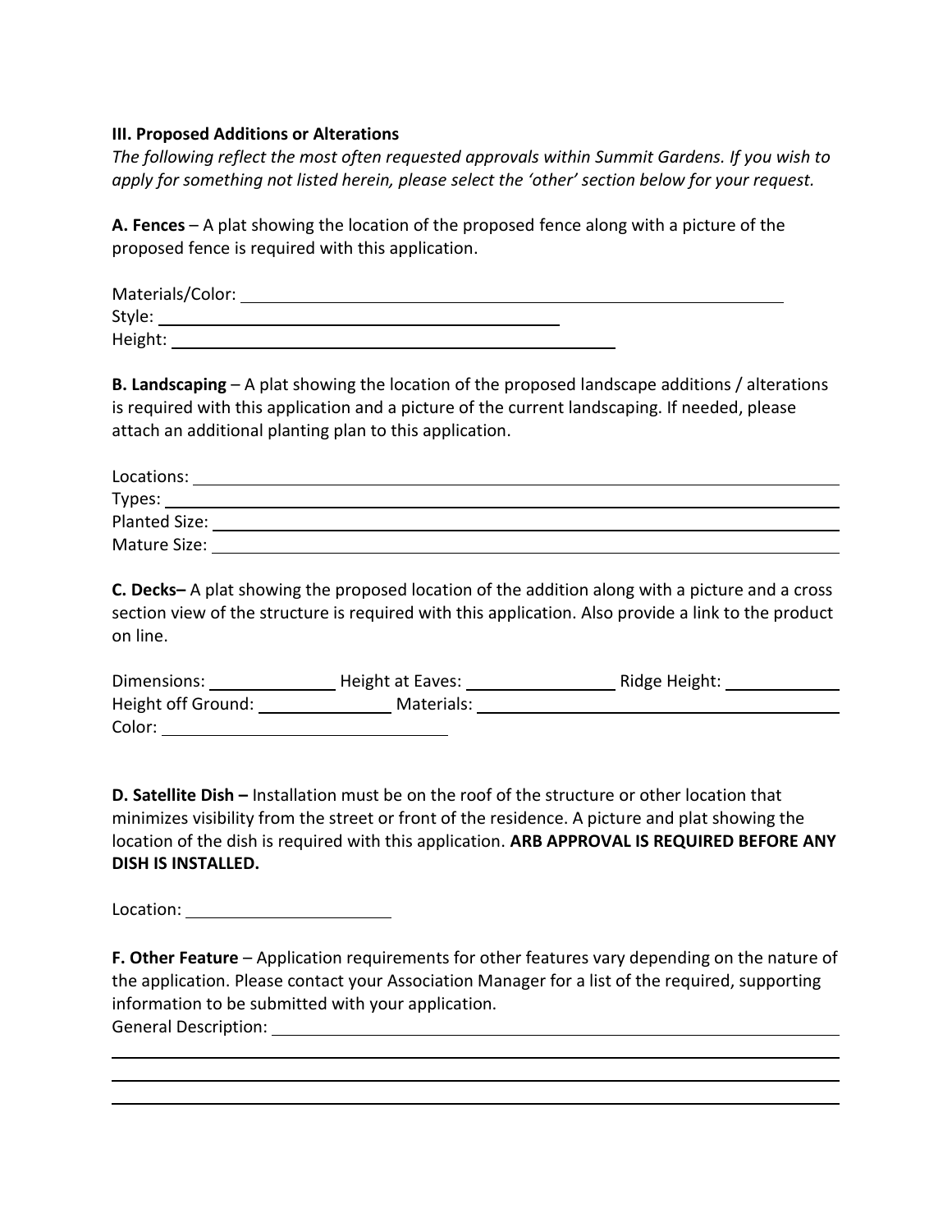**III. Proposed Additions or Alterations**

*The following reflect the most often requested approvals within Summit Gardens. If you wish to apply for something not listed herein, please select the 'other' section below for your request.*

**A. Fences** – A plat showing the location of the proposed fence along with a picture of the proposed fence is required with this application.

Materials/Color: ______________________________________________________________

Style: ____________________________________________

Height: ___________________________________________________

**B. Landscaping** – A plat showing the location of the proposed landscape additions / alterations is required with this application and a picture of the current landscaping. If needed, please attach an additional planting plan to this application.

Locations: _________________________________________________________________________

Types: ____________________________________________________________________________

Planted Size: _______________________________________________________________________

Mature Size: _______________________________________________________________________

**C. Decks–** A plat showing the proposed location of the addition along with a picture and a cross section view of the structure is required with this application. Also provide a link to the product on line.

Dimensions: ______________ Height at Eaves: ________________ Ridge Height: _____________

Height off Ground: _______________ Materials: ________________________________________

Color: _______________________________

**D. Satellite Dish –** Installation must be on the roof of the structure or other location that minimizes visibility from the street or front of the residence. A picture and plat showing the location of the dish is required with this application. **ARB APPROVAL IS REQUIRED BEFORE ANY DISH IS INSTALLED.**

Location: ______________________

**F. Other Feature** – Application requirements for other features vary depending on the nature of the application. Please contact your Association Manager for a list of the required, supporting information to be submitted with your application.

General Description: ______________________________________________________________

_________________________________________________________________________________

_________________________________________________________________________________

_________________________________________________________________________________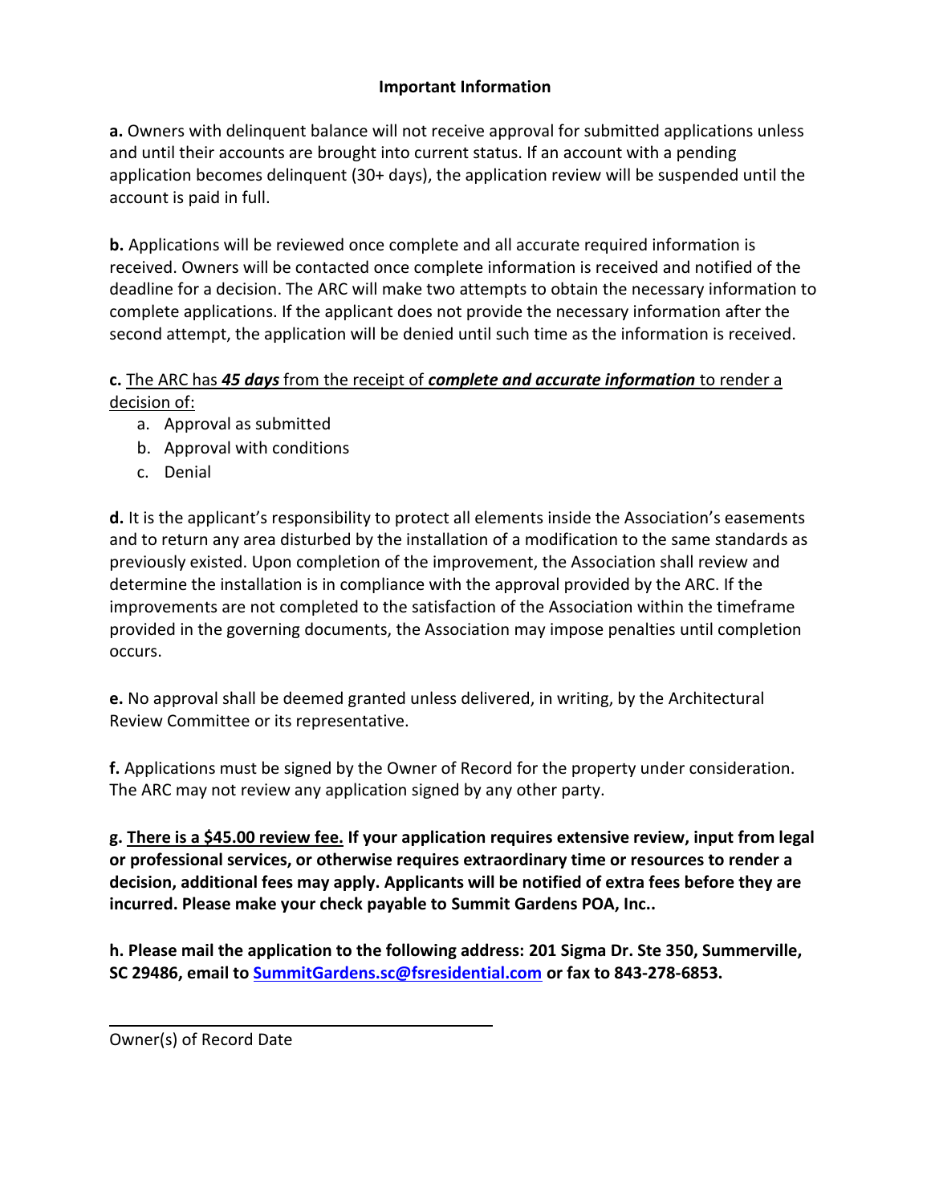## Important Information

**a.** Owners with delinquent balance will not receive approval for submitted applications unless and until their accounts are brought into current status. If an account with a pending application becomes delinquent (30+ days), the application review will be suspended until the account is paid in full.

**b.** Applications will be reviewed once complete and all accurate required information is received. Owners will be contacted once complete information is received and notified of the deadline for a decision. The ARC will make two attempts to obtain the necessary information to complete applications. If the applicant does not provide the necessary information after the second attempt, the application will be denied until such time as the information is received.

**c.** The ARC has ***45 days*** from the receipt of ***complete and accurate information*** to render a decision of:

a. Approval as submitted
b. Approval with conditions
c. Denial

**d.** It is the applicant's responsibility to protect all elements inside the Association's easements and to return any area disturbed by the installation of a modification to the same standards as previously existed. Upon completion of the improvement, the Association shall review and determine the installation is in compliance with the approval provided by the ARC. If the improvements are not completed to the satisfaction of the Association within the timeframe provided in the governing documents, the Association may impose penalties until completion occurs.

**e.** No approval shall be deemed granted unless delivered, in writing, by the Architectural Review Committee or its representative.

**f.** Applications must be signed by the Owner of Record for the property under consideration. The ARC may not review any application signed by any other party.

**g. There is a $45.00 review fee. If your application requires extensive review, input from legal or professional services, or otherwise requires extraordinary time or resources to render a decision, additional fees may apply. Applicants will be notified of extra fees before they are incurred. Please make your check payable to Summit Gardens POA, Inc..**

**h. Please mail the application to the following address: 201 Sigma Dr. Ste 350, Summerville, SC 29486, email to SummitGardens.sc@fsresidential.com or fax to 843-278-6853.**

\_\_\_\_\_\_\_\_\_\_\_\_\_\_\_\_\_\_\_\_\_\_\_\_\_\_\_\_\_\_\_\_\_\_\_\_\_\_\_\_

Owner(s) of Record Date